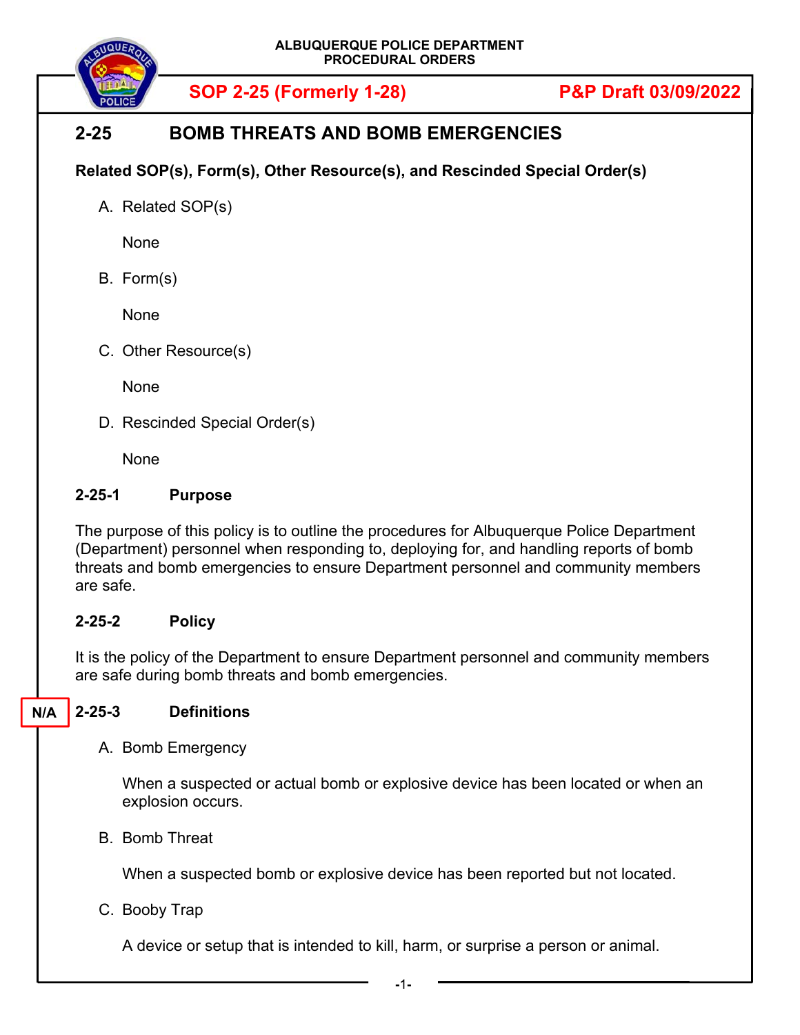ALBUQUERQUE POLICE DEPARTMENT
PROCEDURAL ORDERS

**SOP 2-25 (Formerly 1-28)** **P&P Draft 03/09/2022**

# 2-25 BOMB THREATS AND BOMB EMERGENCIES

**Related SOP(s), Form(s), Other Resource(s), and Rescinded Special Order(s)**

A. Related SOP(s)

None

B. Form(s)

None

C. Other Resource(s)

None

D. Rescinded Special Order(s)

None

## 2-25-1 Purpose

The purpose of this policy is to outline the procedures for Albuquerque Police Department (Department) personnel when responding to, deploying for, and handling reports of bomb threats and bomb emergencies to ensure Department personnel and community members are safe.

## 2-25-2 Policy

It is the policy of the Department to ensure Department personnel and community members are safe during bomb threats and bomb emergencies.

## N/A 2-25-3 Definitions

A. Bomb Emergency

When a suspected or actual bomb or explosive device has been located or when an explosion occurs.

B. Bomb Threat

When a suspected bomb or explosive device has been reported but not located.

C. Booby Trap

A device or setup that is intended to kill, harm, or surprise a person or animal.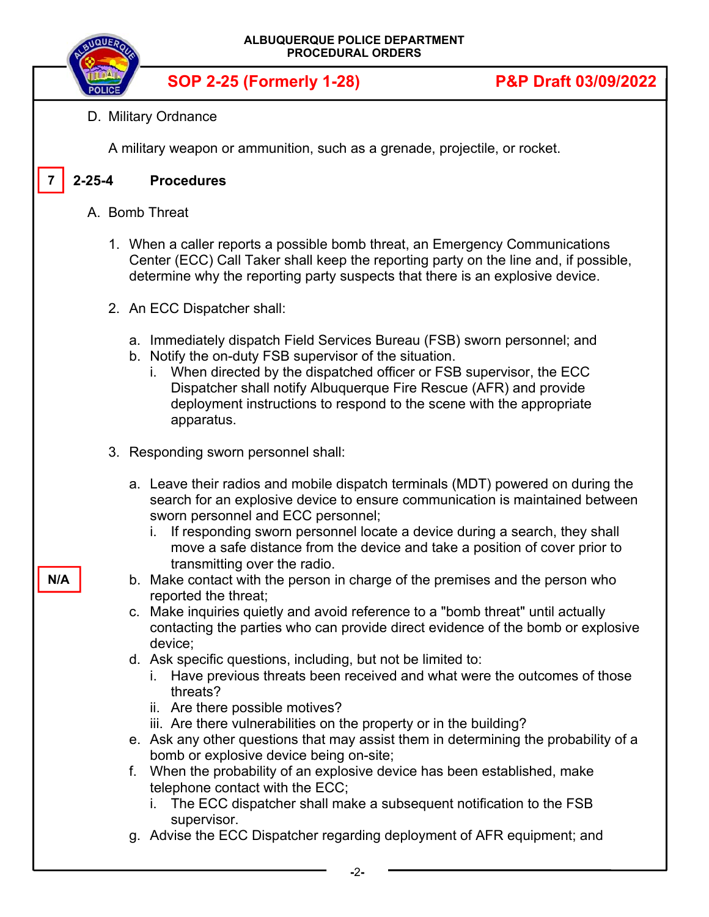D. Military Ordnance

A military weapon or ammunition, such as a grenade, projectile, or rocket.

7

## 2-25-4 Procedures

A. Bomb Threat

1. When a caller reports a possible bomb threat, an Emergency Communications Center (ECC) Call Taker shall keep the reporting party on the line and, if possible, determine why the reporting party suspects that there is an explosive device.

2. An ECC Dispatcher shall:

   a. Immediately dispatch Field Services Bureau (FSB) sworn personnel; and
   b. Notify the on-duty FSB supervisor of the situation.
      i. When directed by the dispatched officer or FSB supervisor, the ECC Dispatcher shall notify Albuquerque Fire Rescue (AFR) and provide deployment instructions to respond to the scene with the appropriate apparatus.

3. Responding sworn personnel shall:

   a. Leave their radios and mobile dispatch terminals (MDT) powered on during the search for an explosive device to ensure communication is maintained between sworn personnel and ECC personnel;
      i. If responding sworn personnel locate a device during a search, they shall move a safe distance from the device and take a position of cover prior to transmitting over the radio.

N/A

   b. Make contact with the person in charge of the premises and the person who reported the threat;
   c. Make inquiries quietly and avoid reference to a "bomb threat" until actually contacting the parties who can provide direct evidence of the bomb or explosive device;
   d. Ask specific questions, including, but not be limited to:
      i. Have previous threats been received and what were the outcomes of those threats?
      ii. Are there possible motives?
      iii. Are there vulnerabilities on the property or in the building?
   e. Ask any other questions that may assist them in determining the probability of a bomb or explosive device being on-site;
   f. When the probability of an explosive device has been established, make telephone contact with the ECC;
      i. The ECC dispatcher shall make a subsequent notification to the FSB supervisor.
   g. Advise the ECC Dispatcher regarding deployment of AFR equipment; and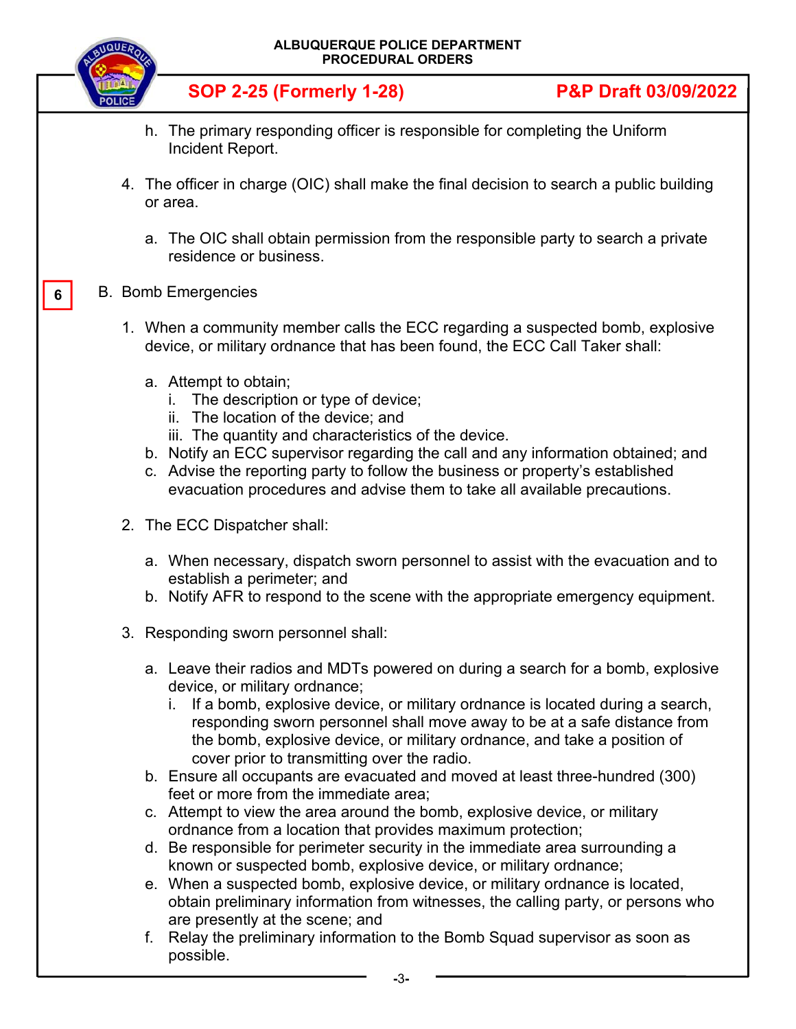h. The primary responding officer is responsible for completing the Uniform Incident Report.

4. The officer in charge (OIC) shall make the final decision to search a public building or area.

    a. The OIC shall obtain permission from the responsible party to search a private residence or business.

6

B. Bomb Emergencies

1. When a community member calls the ECC regarding a suspected bomb, explosive device, or military ordnance that has been found, the ECC Call Taker shall:

    a. Attempt to obtain;
        i. The description or type of device;
        ii. The location of the device; and
        iii. The quantity and characteristics of the device.
    b. Notify an ECC supervisor regarding the call and any information obtained; and
    c. Advise the reporting party to follow the business or property's established evacuation procedures and advise them to take all available precautions.

2. The ECC Dispatcher shall:

    a. When necessary, dispatch sworn personnel to assist with the evacuation and to establish a perimeter; and
    b. Notify AFR to respond to the scene with the appropriate emergency equipment.

3. Responding sworn personnel shall:

    a. Leave their radios and MDTs powered on during a search for a bomb, explosive device, or military ordnance;
        i. If a bomb, explosive device, or military ordnance is located during a search, responding sworn personnel shall move away to be at a safe distance from the bomb, explosive device, or military ordnance, and take a position of cover prior to transmitting over the radio.
    b. Ensure all occupants are evacuated and moved at least three-hundred (300) feet or more from the immediate area;
    c. Attempt to view the area around the bomb, explosive device, or military ordnance from a location that provides maximum protection;
    d. Be responsible for perimeter security in the immediate area surrounding a known or suspected bomb, explosive device, or military ordnance;
    e. When a suspected bomb, explosive device, or military ordnance is located, obtain preliminary information from witnesses, the calling party, or persons who are presently at the scene; and
    f. Relay the preliminary information to the Bomb Squad supervisor as soon as possible.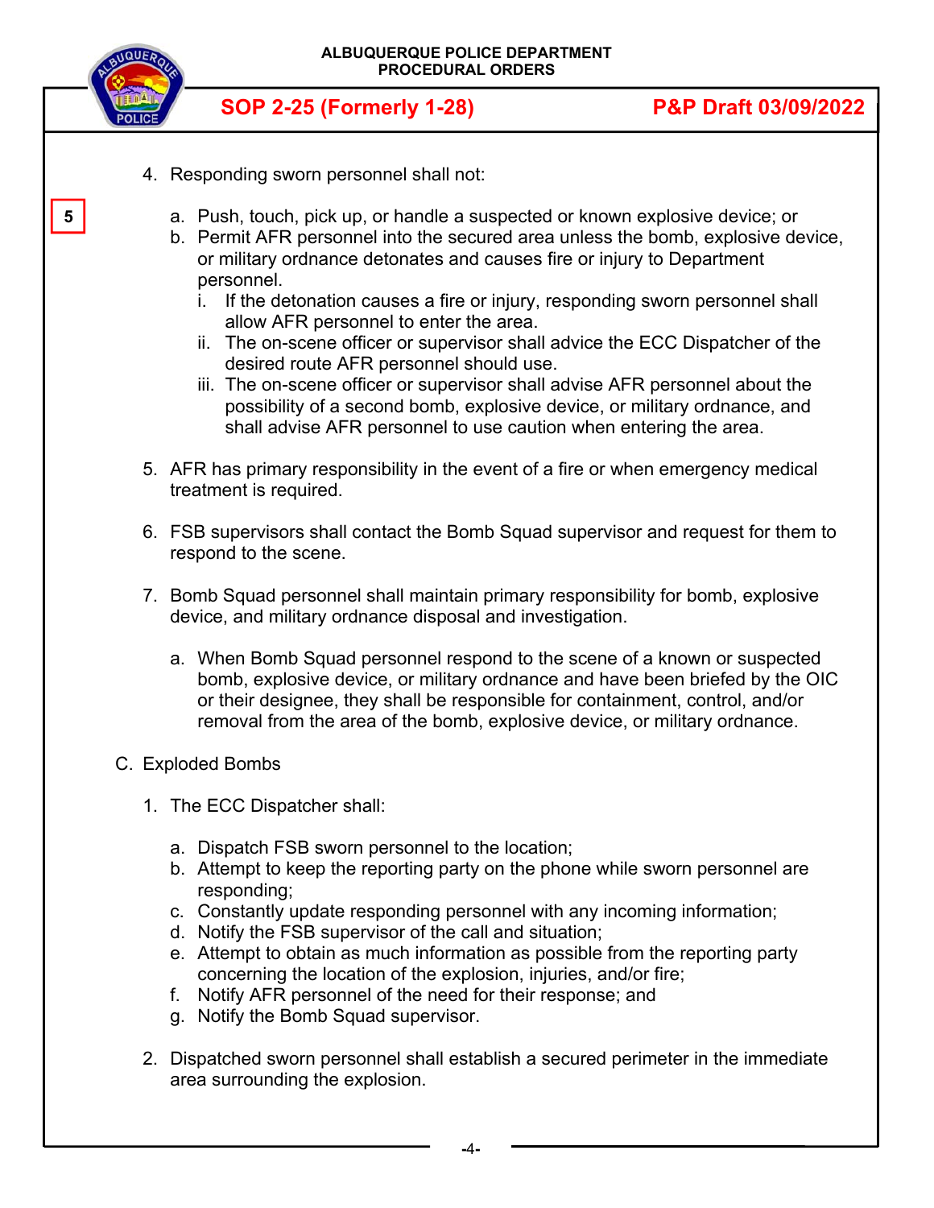4. Responding sworn personnel shall not:

5

   a. Push, touch, pick up, or handle a suspected or known explosive device; or
   b. Permit AFR personnel into the secured area unless the bomb, explosive device, or military ordnance detonates and causes fire or injury to Department personnel.
      i. If the detonation causes a fire or injury, responding sworn personnel shall allow AFR personnel to enter the area.
      ii. The on-scene officer or supervisor shall advice the ECC Dispatcher of the desired route AFR personnel should use.
      iii. The on-scene officer or supervisor shall advise AFR personnel about the possibility of a second bomb, explosive device, or military ordnance, and shall advise AFR personnel to use caution when entering the area.

5. AFR has primary responsibility in the event of a fire or when emergency medical treatment is required.

6. FSB supervisors shall contact the Bomb Squad supervisor and request for them to respond to the scene.

7. Bomb Squad personnel shall maintain primary responsibility for bomb, explosive device, and military ordnance disposal and investigation.

   a. When Bomb Squad personnel respond to the scene of a known or suspected bomb, explosive device, or military ordnance and have been briefed by the OIC or their designee, they shall be responsible for containment, control, and/or removal from the area of the bomb, explosive device, or military ordnance.

C. Exploded Bombs

1. The ECC Dispatcher shall:

   a. Dispatch FSB sworn personnel to the location;
   b. Attempt to keep the reporting party on the phone while sworn personnel are responding;
   c. Constantly update responding personnel with any incoming information;
   d. Notify the FSB supervisor of the call and situation;
   e. Attempt to obtain as much information as possible from the reporting party concerning the location of the explosion, injuries, and/or fire;
   f. Notify AFR personnel of the need for their response; and
   g. Notify the Bomb Squad supervisor.

2. Dispatched sworn personnel shall establish a secured perimeter in the immediate area surrounding the explosion.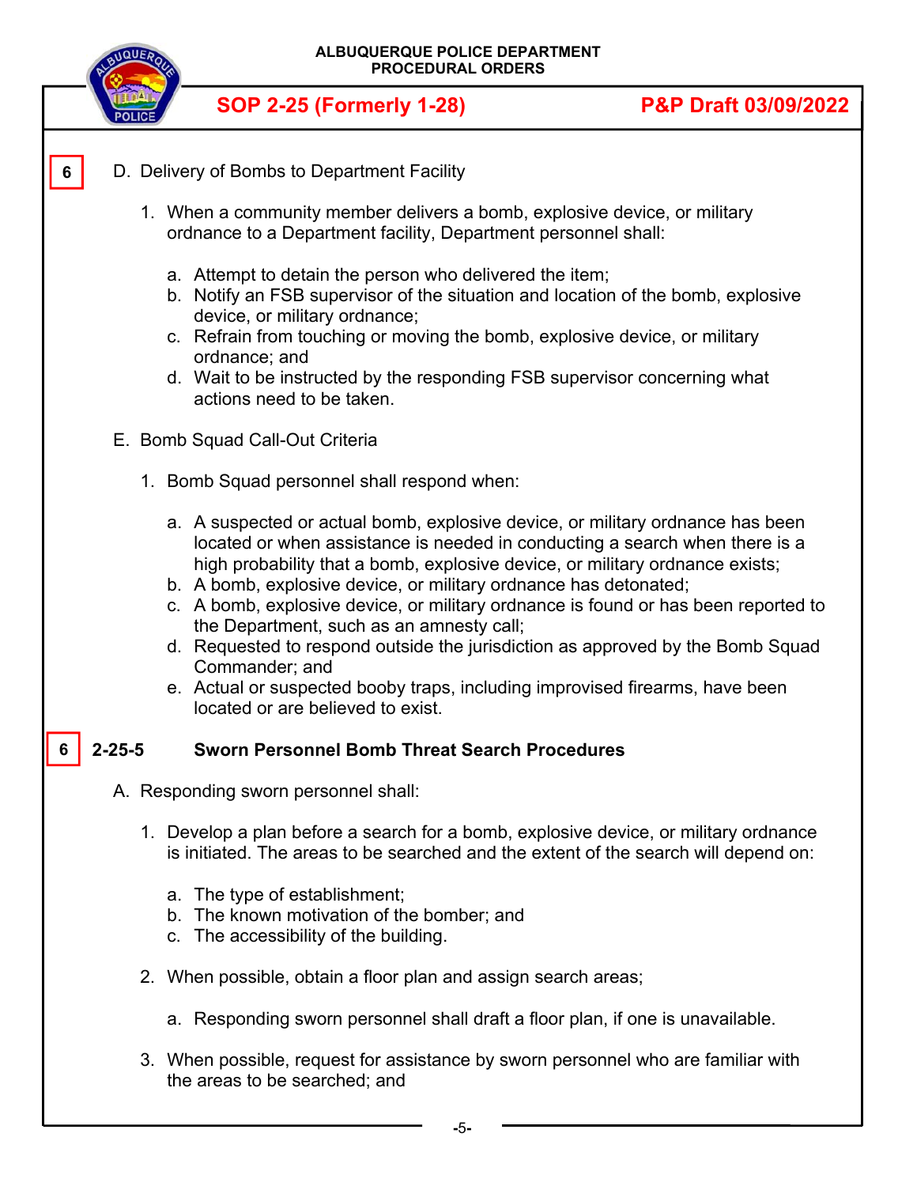6 D. Delivery of Bombs to Department Facility

1. When a community member delivers a bomb, explosive device, or military ordnance to a Department facility, Department personnel shall:

    a. Attempt to detain the person who delivered the item;
    b. Notify an FSB supervisor of the situation and location of the bomb, explosive device, or military ordnance;
    c. Refrain from touching or moving the bomb, explosive device, or military ordnance; and
    d. Wait to be instructed by the responding FSB supervisor concerning what actions need to be taken.

E. Bomb Squad Call-Out Criteria

1. Bomb Squad personnel shall respond when:

    a. A suspected or actual bomb, explosive device, or military ordnance has been located or when assistance is needed in conducting a search when there is a high probability that a bomb, explosive device, or military ordnance exists;
    b. A bomb, explosive device, or military ordnance has detonated;
    c. A bomb, explosive device, or military ordnance is found or has been reported to the Department, such as an amnesty call;
    d. Requested to respond outside the jurisdiction as approved by the Bomb Squad Commander; and
    e. Actual or suspected booby traps, including improvised firearms, have been located or are believed to exist.

## 6 2-25-5 Sworn Personnel Bomb Threat Search Procedures

A. Responding sworn personnel shall:

1. Develop a plan before a search for a bomb, explosive device, or military ordnance is initiated. The areas to be searched and the extent of the search will depend on:

    a. The type of establishment;
    b. The known motivation of the bomber; and
    c. The accessibility of the building.

2. When possible, obtain a floor plan and assign search areas;

    a. Responding sworn personnel shall draft a floor plan, if one is unavailable.

3. When possible, request for assistance by sworn personnel who are familiar with the areas to be searched; and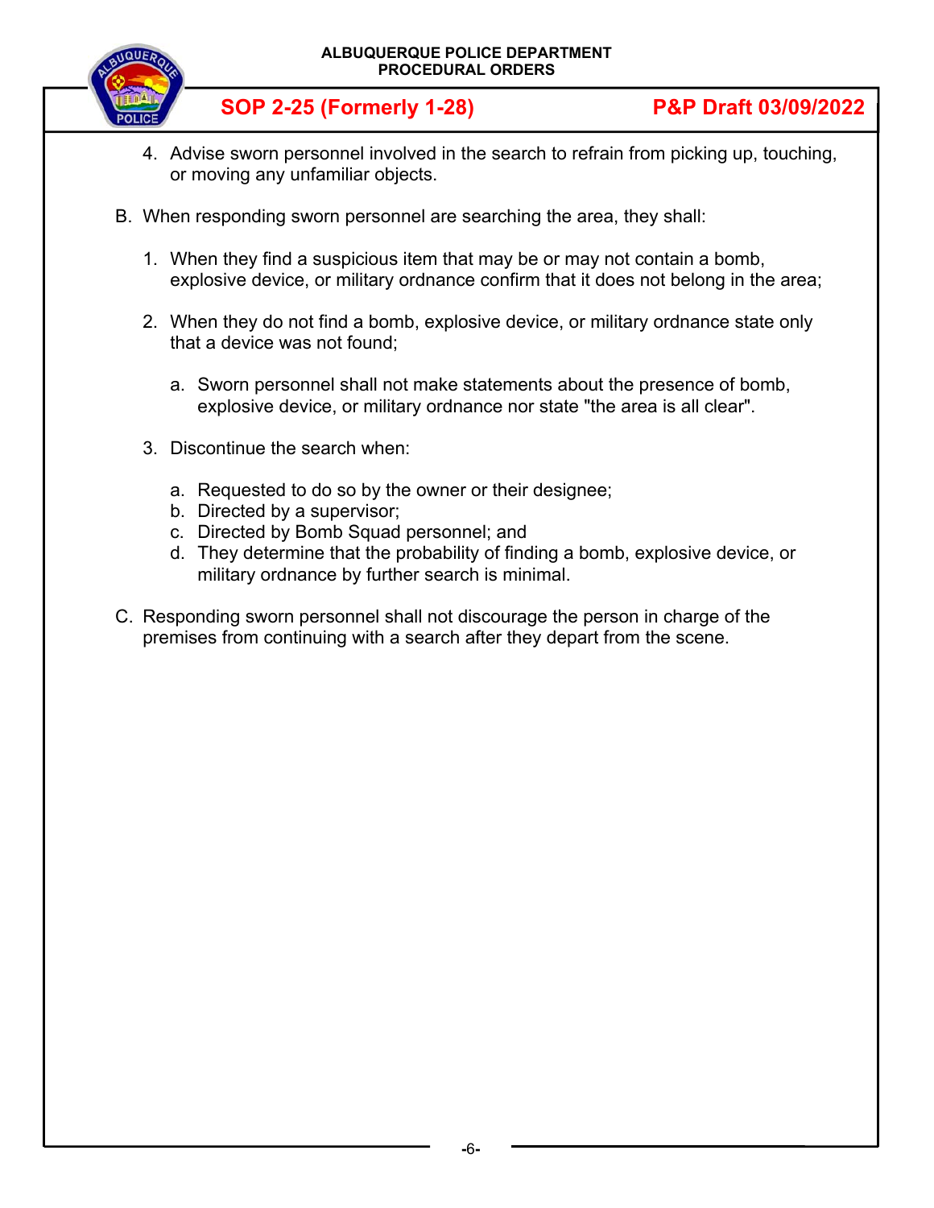4. Advise sworn personnel involved in the search to refrain from picking up, touching, or moving any unfamiliar objects.

B. When responding sworn personnel are searching the area, they shall:

1. When they find a suspicious item that may be or may not contain a bomb, explosive device, or military ordnance confirm that it does not belong in the area;

2. When they do not find a bomb, explosive device, or military ordnance state only that a device was not found;

   a. Sworn personnel shall not make statements about the presence of bomb, explosive device, or military ordnance nor state "the area is all clear".

3. Discontinue the search when:

   a. Requested to do so by the owner or their designee;
   b. Directed by a supervisor;
   c. Directed by Bomb Squad personnel; and
   d. They determine that the probability of finding a bomb, explosive device, or military ordnance by further search is minimal.

C. Responding sworn personnel shall not discourage the person in charge of the premises from continuing with a search after they depart from the scene.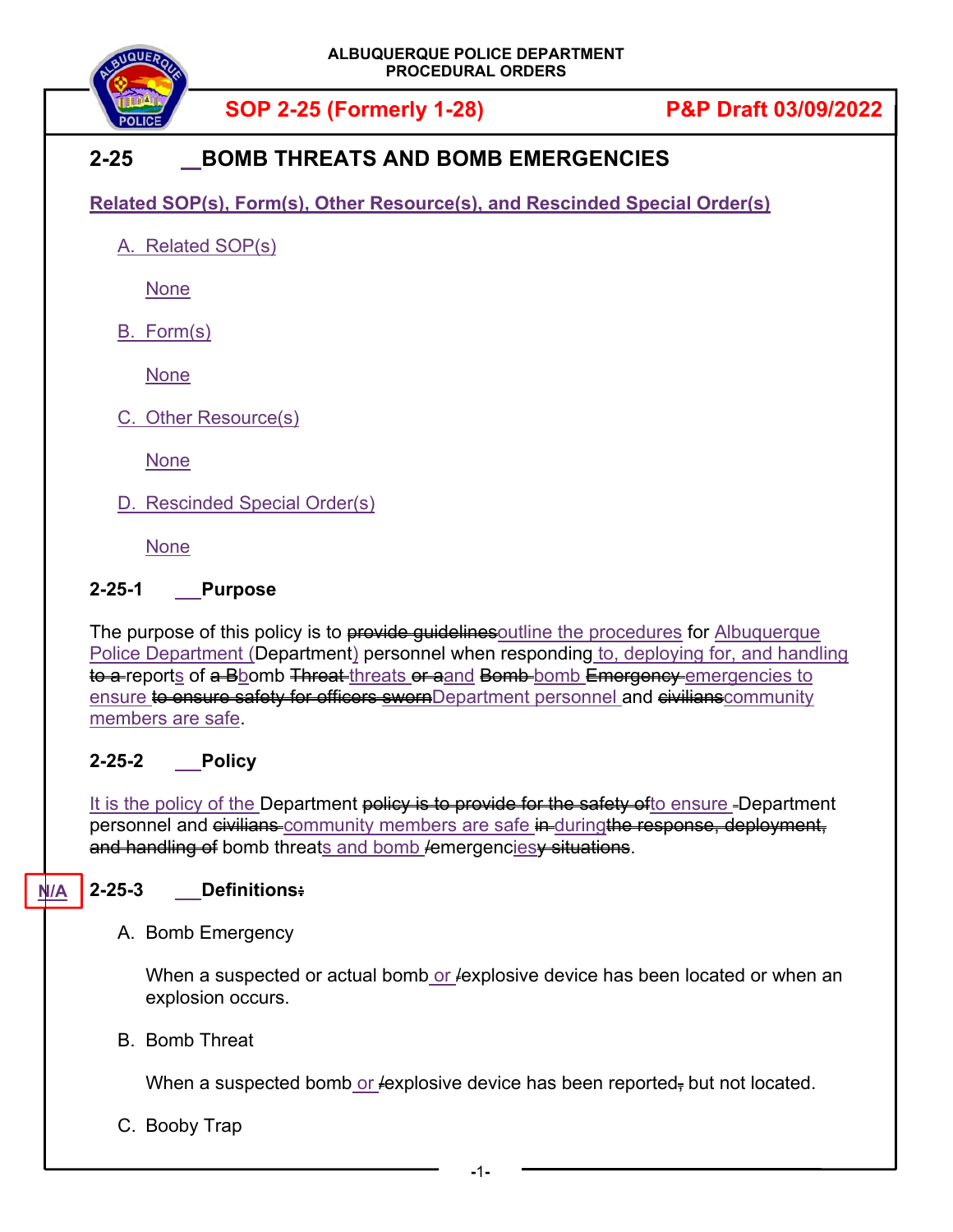**ALBUQUERQUE POLICE DEPARTMENT**
**PROCEDURAL ORDERS**

**SOP 2-25 (Formerly 1-28)** **P&P Draft 03/09/2022**

## 2-25 BOMB THREATS AND BOMB EMERGENCIES

**Related SOP(s), Form(s), Other Resource(s), and Rescinded Special Order(s)**

A. Related SOP(s)

None

B. Form(s)

None

C. Other Resource(s)

None

D. Rescinded Special Order(s)

None

### 2-25-1 Purpose

The purpose of this policy is to ~~provide guidelines~~outline the procedures for Albuquerque Police Department (Department) personnel when responding to, deploying for, and handling ~~to a~~ reports of ~~a B~~bomb ~~Threat~~ threats ~~or a~~and ~~Bomb~~ bomb ~~Emergency~~ emergencies to ensure ~~to ensure safety for officers sworn~~Department personnel and ~~civilians~~community members are safe.

### 2-25-2 Policy

It is the policy of the Department ~~policy is to provide for the safety of~~to ensure Department personnel and ~~civilians~~ community members are safe ~~in~~ during~~the response, deployment, and handling of~~ bomb threats and bomb ~~/~~emergencies~~y situations~~.

N/A

### 2-25-3 Definitions~~:~~

A. Bomb Emergency

When a suspected or actual bomb or ~~/~~explosive device has been located or when an explosion occurs.

B. Bomb Threat

When a suspected bomb or ~~/~~explosive device has been reported~~,~~ but not located.

C. Booby Trap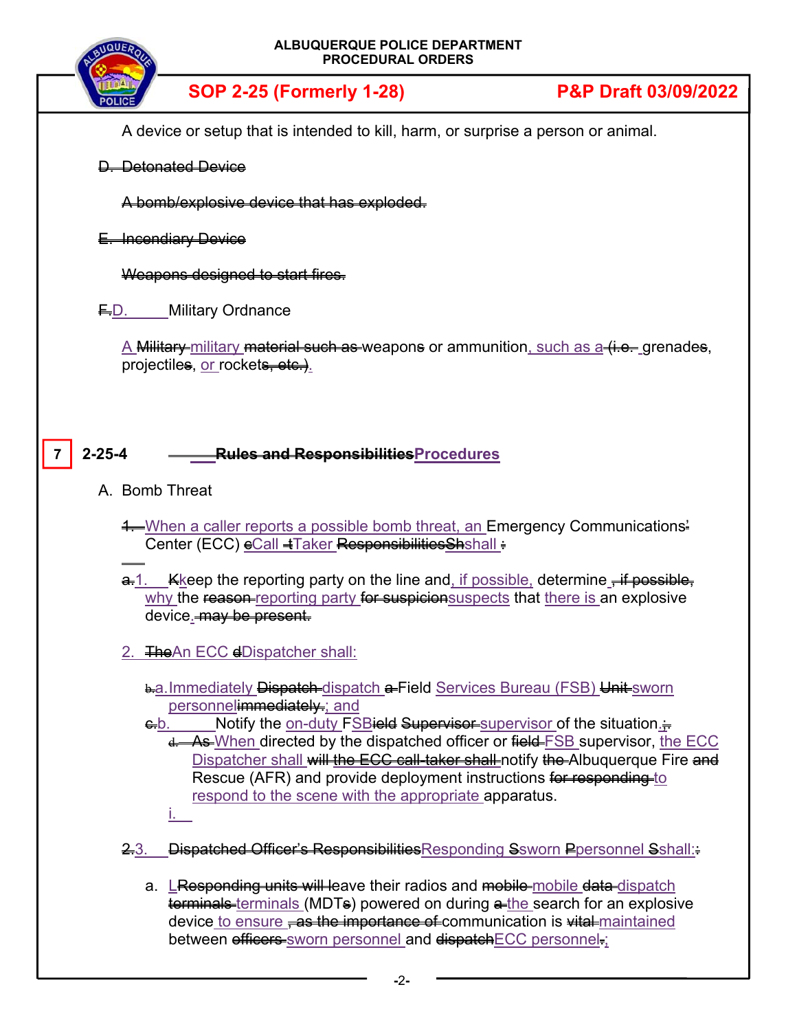A device or setup that is intended to kill, harm, or surprise a person or animal.

~~D. Detonated Device~~

~~A bomb/explosive device that has exploded.~~

~~E. Incendiary Device~~

~~Weapons designed to start fires.~~

~~F.~~D. Military Ordnance

A ~~Military~~ military ~~material such as~~ weapon~~s~~ or ammunition, such as a ~~(i.e.~~ grenade~~s~~, projectile~~s~~, or rocket~~s, etc.)~~.

**7** **2-25-4** ~~**Rules and Responsibilities**~~**Procedures**

A. Bomb Threat

~~1.~~ When a caller reports a possible bomb threat, an Emergency Communications~~'~~ Center (ECC) ~~c~~Call ~~t~~Taker ~~Responsibilities~~~~Sh~~shall ~~:~~

~~a.~~1. ~~K~~keep the reporting party on the line and, if possible, determine ~~, if possible,~~ why the ~~reason~~ reporting party ~~for suspicion~~suspects that there is an explosive device. ~~may be present.~~

2. ~~The~~An ECC ~~d~~Dispatcher shall:

~~b.~~a. Immediately ~~Dispatch~~ dispatch ~~a~~ Field Services Bureau (FSB) ~~Unit~~ sworn personnel~~immediately.~~; and

~~c.~~b. Notify the on-duty FSB~~ield~~ ~~Supervisor~~ supervisor of the situation. ~~;~~

~~d.~~ ~~As~~ When directed by the dispatched officer or ~~field~~ FSB supervisor, the ECC Dispatcher shall ~~will the ECC call-taker shall~~ notify ~~the~~ Albuquerque Fire ~~and~~ Rescue (AFR) and provide deployment instructions ~~for responding~~ to respond to the scene with the appropriate apparatus.

i.

~~2.~~3. ~~Dispatched Officer's Responsibilities~~Responding ~~S~~sworn ~~P~~personnel ~~S~~shall:~~:~~

a. L~~Responding units will l~~eave their radios and ~~mobile~~ mobile ~~data~~ dispatch ~~terminals~~ terminals (MDT~~s~~) powered on during ~~a~~ the search for an explosive device to ensure ~~, as the importance of~~ communication is ~~vital~~ maintained between ~~officers~~ sworn personnel and ~~dispatch~~ECC personnel~~.~~;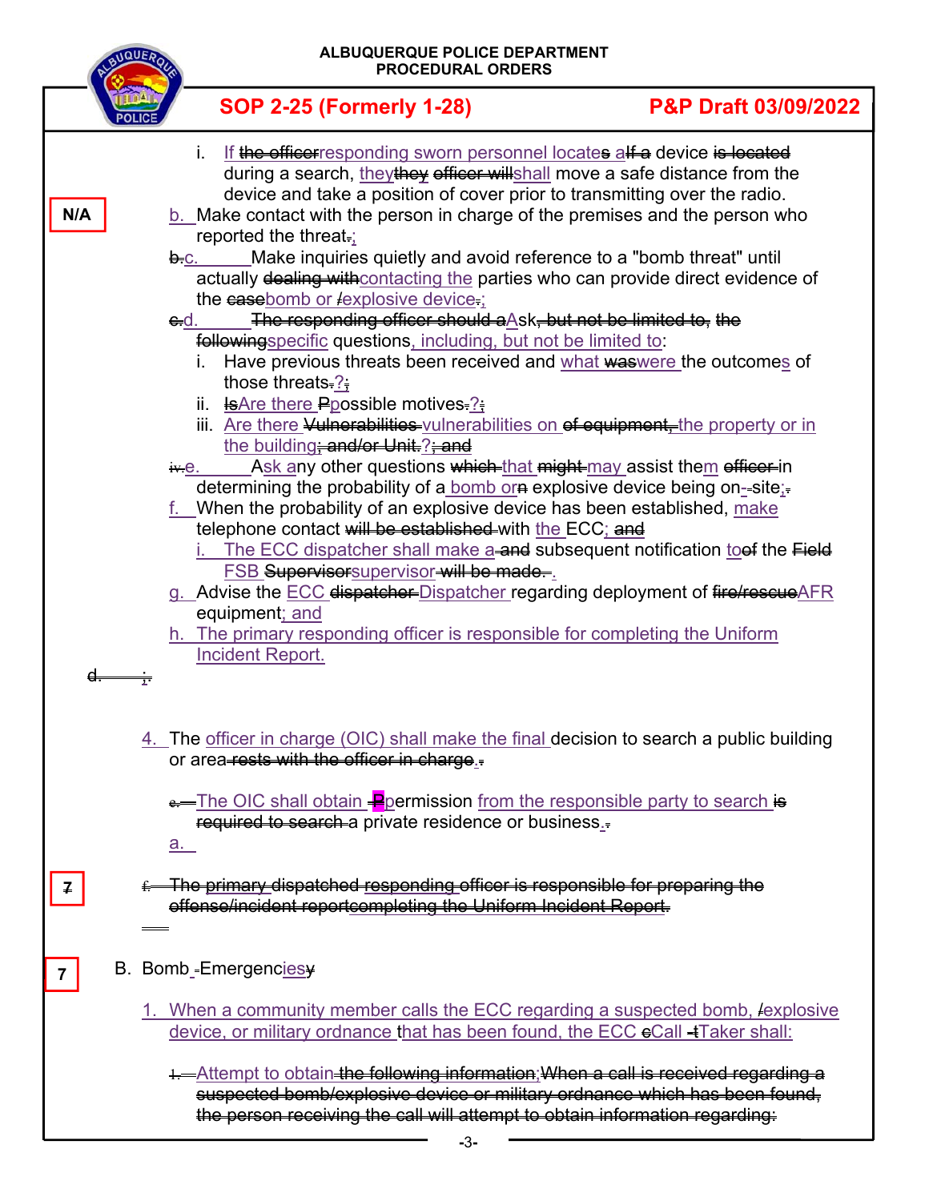i. If ~~the officer~~responding sworn personnel locates a~~If a~~ device ~~is located~~ during a search, they~~they officer will~~shall move a safe distance from the device and take a position of cover prior to transmitting over the radio.

N/A

b. Make contact with the person in charge of the premises and the person who reported the threat~~.~~;

~~b.~~c. Make inquiries quietly and avoid reference to a "bomb threat" until actually ~~dealing with~~contacting the parties who can provide direct evidence of the ~~case~~bomb or ~~/~~explosive device~~.~~;

~~c.~~d. ~~The responding officer should a~~Ask~~, but not be limited to, the following~~specific questions, including, but not limited to:

i. Have previous threats been received and what ~~was~~were the outcomes of those threats~~.~~?~~;~~

ii. ~~Is~~Are there ~~P~~possible motives~~.~~?~~;~~

iii. Are there ~~Vulnerabilities~~ vulnerabilities on ~~of equipment,~~ the property or in the building~~; and/or Unit.~~?~~; and~~

~~iv.~~e. Ask any other questions ~~which~~ that ~~might~~ may assist them ~~officer~~ in determining the probability of a bomb or~~n~~ explosive device being on-site~~;~~;

f. When the probability of an explosive device has been established, make telephone contact ~~will be established~~ with the ECC; and

i. The ECC dispatcher shall make a ~~and~~ subsequent notification to~~of~~ the ~~Field~~ FSB ~~Supervisor~~supervisor ~~will be made.~~.

g. Advise the ECC ~~dispatcher~~ Dispatcher regarding deployment of ~~fire/rescue~~AFR equipment; and

h. The primary responding officer is responsible for completing the Uniform Incident Report.

~~d.~~ ;

4. The officer in charge (OIC) shall make the final decision to search a public building or area ~~rests with the officer in charge~~.

~~e.~~ The OIC shall obtain ~~P~~permission from the responsible party to search ~~is required to search~~ a private residence or business.

a.

7

~~f. The primary dispatched responding officer is responsible for preparing the offense/incident reportcompleting the Uniform Incident Report.~~

7

B. Bomb Emergencies~~y~~

1. When a community member calls the ECC regarding a suspected bomb, ~~/~~explosive device, or military ordnance that has been found, the ECC ~~c~~Call ~~t~~Taker shall:

~~1.~~ Attempt to obtain ~~the following information;When a call is received regarding a suspected bomb/explosive device or military ordnance which has been found, the person receiving the call will attempt to obtain information regarding:~~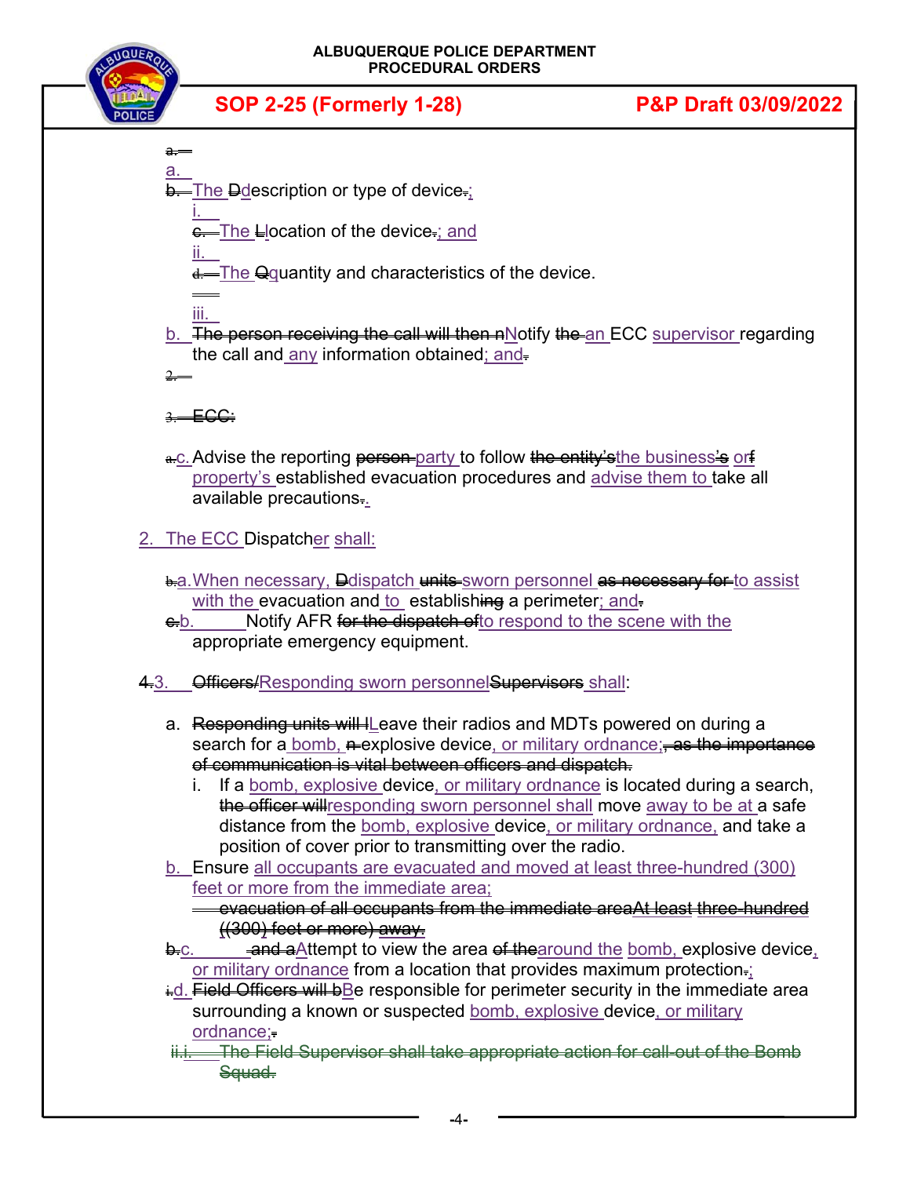~~a.~~

a.

~~b.~~ The ~~D~~description or type of device~~.~~;

i.

~~c.~~ The ~~L~~location of the device~~.~~; and

ii.

~~d.~~ The ~~Q~~quantity and characteristics of the device.

iii.

b. ~~The person receiving the call will then n~~Notify ~~the~~ an ECC supervisor regarding the call and any information obtained; and~~.~~

~~2.~~

~~3. ECC:~~

~~a.~~c. Advise the reporting ~~person~~ party to follow ~~the entity's~~the business~~'s~~ or~~f~~ property's established evacuation procedures and advise them to take all available precautions~~.~~.

2. The ECC Dispatcher shall:

~~b.~~a. When necessary, ~~D~~dispatch ~~units~~ sworn personnel ~~as necessary for~~ to assist with the evacuation and to establish~~ing~~ a perimeter; and~~.~~

~~c.~~b. Notify AFR ~~for the dispatch of~~to respond to the scene with the appropriate emergency equipment.

~~4.~~3. ~~Officers/~~Responding sworn personnel~~Supervisors~~ shall:

a. ~~Responding units will l~~Leave their radios and MDTs powered on during a search for a bomb, ~~n~~ explosive device, or military ordnance;~~, as the importance of communication is vital between officers and dispatch.~~

   i. If a bomb, explosive device, or military ordnance is located during a search, ~~the officer will~~responding sworn personnel shall move away to be at a safe distance from the bomb, explosive device, or military ordnance, and take a position of cover prior to transmitting over the radio.

b. Ensure all occupants are evacuated and moved at least three-hundred (300) feet or more from the immediate area;

   ~~evacuation of all occupants from the immediate areaAt least three-hundred ((300) feet or more) away.~~

~~b.~~c. ~~and a~~Attempt to view the area ~~of the~~around the bomb, explosive device, or military ordnance from a location that provides maximum protection~~.~~;

~~i.~~d. ~~Field Officers will b~~Be responsible for perimeter security in the immediate area surrounding a known or suspected bomb, explosive device, or military ordnance;~~.~~

~~ii.i. The Field Supervisor shall take appropriate action for call-out of the Bomb Squad.~~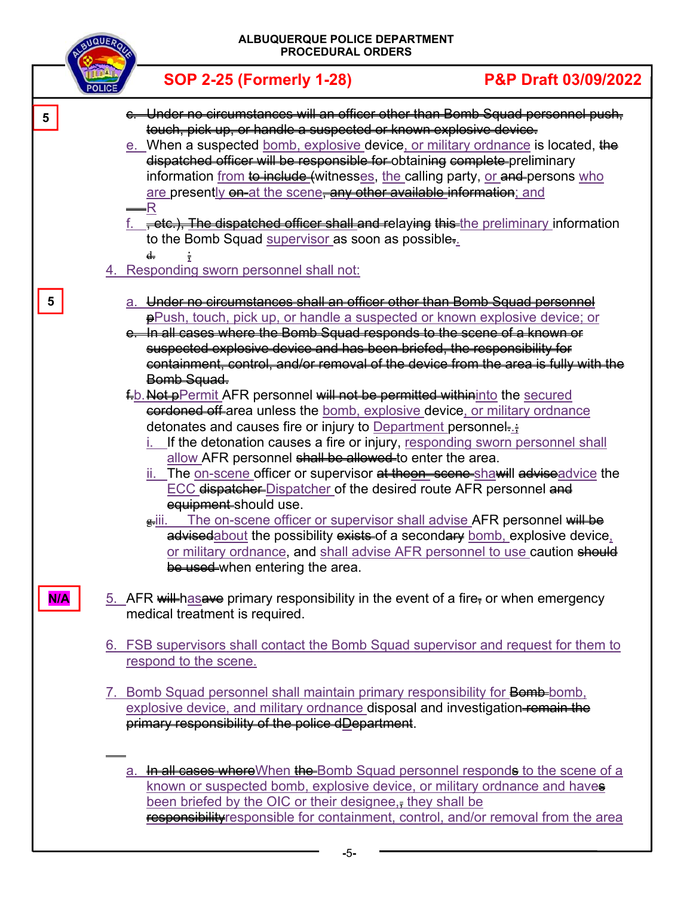5

~~c. Under no circumstances will an officer other than Bomb Squad personnel push, touch, pick up, or handle a suspected or known explosive device.~~

e. When a suspected bomb, explosive device, or military ordnance is located, ~~the dispatched officer will be responsible for~~ obtaining ~~complete~~ preliminary information from ~~to include (~~witnesses, the calling party, or ~~and~~ persons who are presently ~~on~~ at the scene~~, any other available information~~; and R

f. ~~, etc.), The dispatched officer shall and re~~laying ~~this~~ the preliminary information to the Bomb Squad supervisor as soon as possible.

4. Responding sworn personnel shall not:

5

a. ~~Under no circumstances shall an officer other than Bomb Squad personnel p~~Push, touch, pick up, or handle a suspected or known explosive device; or

~~e. In all cases where the Bomb Squad responds to the scene of a known or suspected explosive device and has been briefed, the responsibility for containment, control, and/or removal of the device from the area is fully with the Bomb Squad.~~

~~f.~~b. ~~Not p~~Permit AFR personnel ~~will not be permitted within~~into the secured ~~cordoned off~~ area unless the bomb, explosive device, or military ordnance detonates and causes fire or injury to Department personnel.;

i. If the detonation causes a fire or injury, responding sworn personnel shall allow AFR personnel ~~shall be allowed~~ to enter the area.

ii. The on-scene officer or supervisor ~~at theon- scene~~ shall ~~advise~~advice the ECC ~~dispatcher~~ Dispatcher of the desired route AFR personnel ~~and equipment~~ should use.

~~g.~~iii. The on-scene officer or supervisor shall advise AFR personnel ~~will be advised~~about the possibility ~~exists~~ of a secondary bomb, explosive device, or military ordnance, and shall advise AFR personnel to use caution ~~should be used~~ when entering the area.

N/A

5. AFR ~~will~~ has ~~ave~~ primary responsibility in the event of a fire~~,~~ or when emergency medical treatment is required.

6. FSB supervisors shall contact the Bomb Squad supervisor and request for them to respond to the scene.

7. Bomb Squad personnel shall maintain primary responsibility for ~~Bomb~~ bomb, explosive device, and military ordnance disposal and investigation ~~remain the primary responsibility of the police dDepartment~~.

a. ~~In all cases where~~When ~~the~~ Bomb Squad personnel respond~~s~~ to the scene of a known or suspected bomb, explosive device, or military ordnance and have~~s~~ been briefed by the OIC or their designee, they shall be ~~responsibility~~responsible for containment, control, and/or removal from the area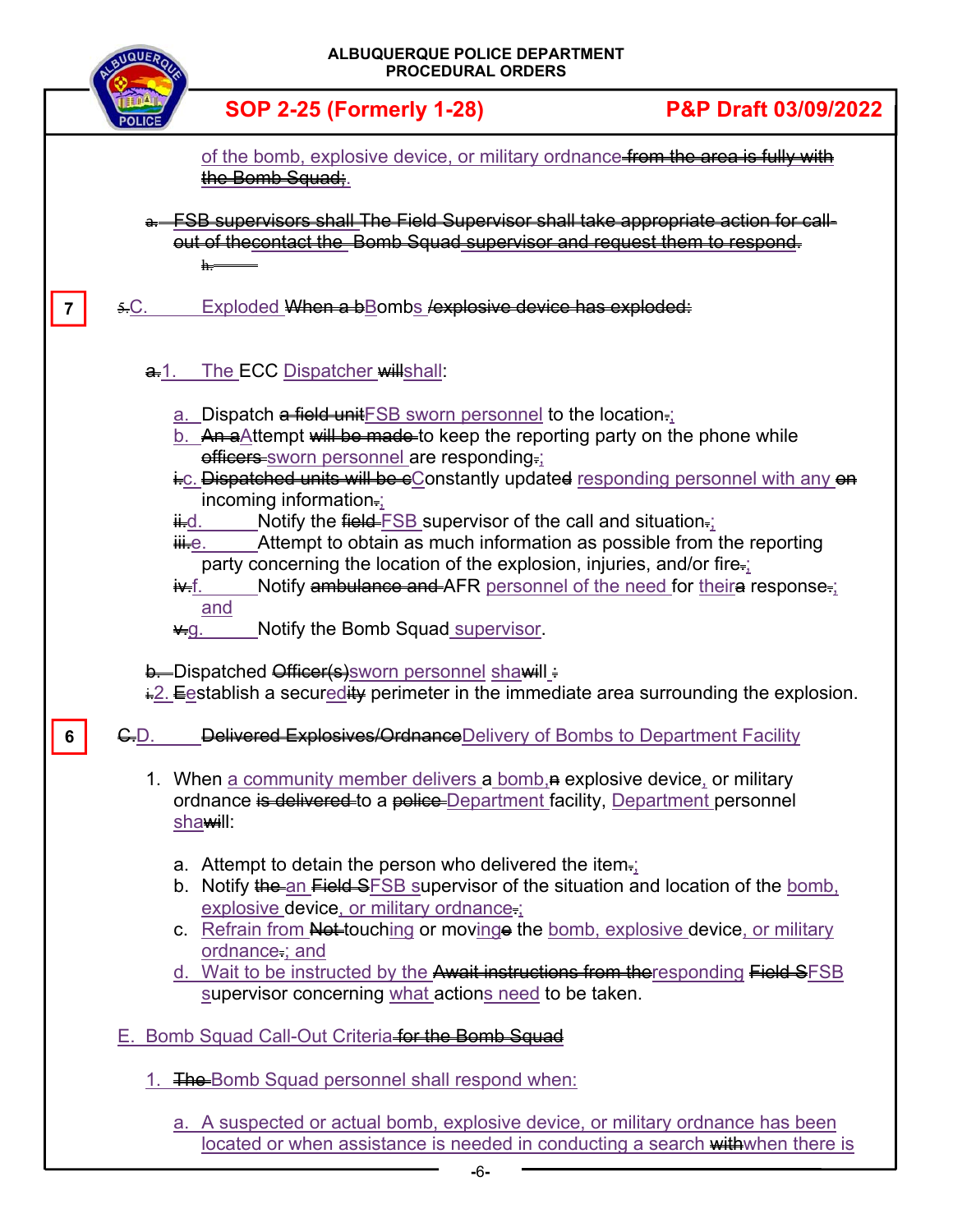of the bomb, explosive device, or military ordnance ~~from the area is fully with the Bomb Squad;~~.

~~a. FSB supervisors shall~~ The Field Supervisor shall take appropriate action for ~~call-out of the~~contact the Bomb Squad supervisor and request them to respond.

~~b.~~

7 ~~5.~~C. Exploded ~~When a b~~Bombs ~~/explosive device has exploded:~~

~~a.~~1. The ECC Dispatcher ~~will~~shall:

a. Dispatch ~~a field unit~~FSB sworn personnel to the location~~.~~;
b. ~~An a~~Attempt ~~will be made~~ to keep the reporting party on the phone while ~~officers~~ sworn personnel are responding~~.~~;
~~i.~~c. ~~Dispatched units will be c~~Constantly update~~d~~ responding personnel with any ~~on~~ incoming information~~.~~;
~~ii.~~d. Notify the ~~field~~ FSB supervisor of the call and situation~~.~~;
~~iii.~~e. Attempt to obtain as much information as possible from the reporting party concerning the location of the explosion, injuries, and/or fire~~.~~;
~~iv.~~f. Notify ~~ambulance and~~ AFR personnel of the need for their~~a~~ response~~.~~; and
~~v.~~g. Notify the Bomb Squad supervisor.

~~b.~~ Dispatched ~~Officer(s)~~sworn personnel sha~~will~~ ~~:~~
~~i.~~2. ~~E~~establish a secur~~ed~~ity perimeter in the immediate area surrounding the explosion.

6 ~~C.~~D. ~~Delivered Explosives/Ordnance~~Delivery of Bombs to Department Facility

1. When a community member delivers a bomb, ~~n~~ explosive device, or military ordnance ~~is delivered~~ to a ~~police~~ Department facility, Department personnel sha~~will~~:

a. Attempt to detain the person who delivered the item~~.~~;
b. Notify ~~the~~ an ~~Field S~~FSB supervisor of the situation and location of the bomb, explosive device, or military ordnance~~.~~;
c. Refrain from ~~Not~~ touching or moving~~e~~ the bomb, explosive device, or military ordnance~~.~~; and
d. Wait to be instructed by the ~~Await instructions from the~~responding ~~Field S~~FSB supervisor concerning what actions need to be taken.

E. Bomb Squad Call-Out Criteria ~~for the Bomb Squad~~

1. ~~The~~ Bomb Squad personnel shall respond when:

a. A suspected or actual bomb, explosive device, or military ordnance has been located or when assistance is needed in conducting a search ~~with~~when there is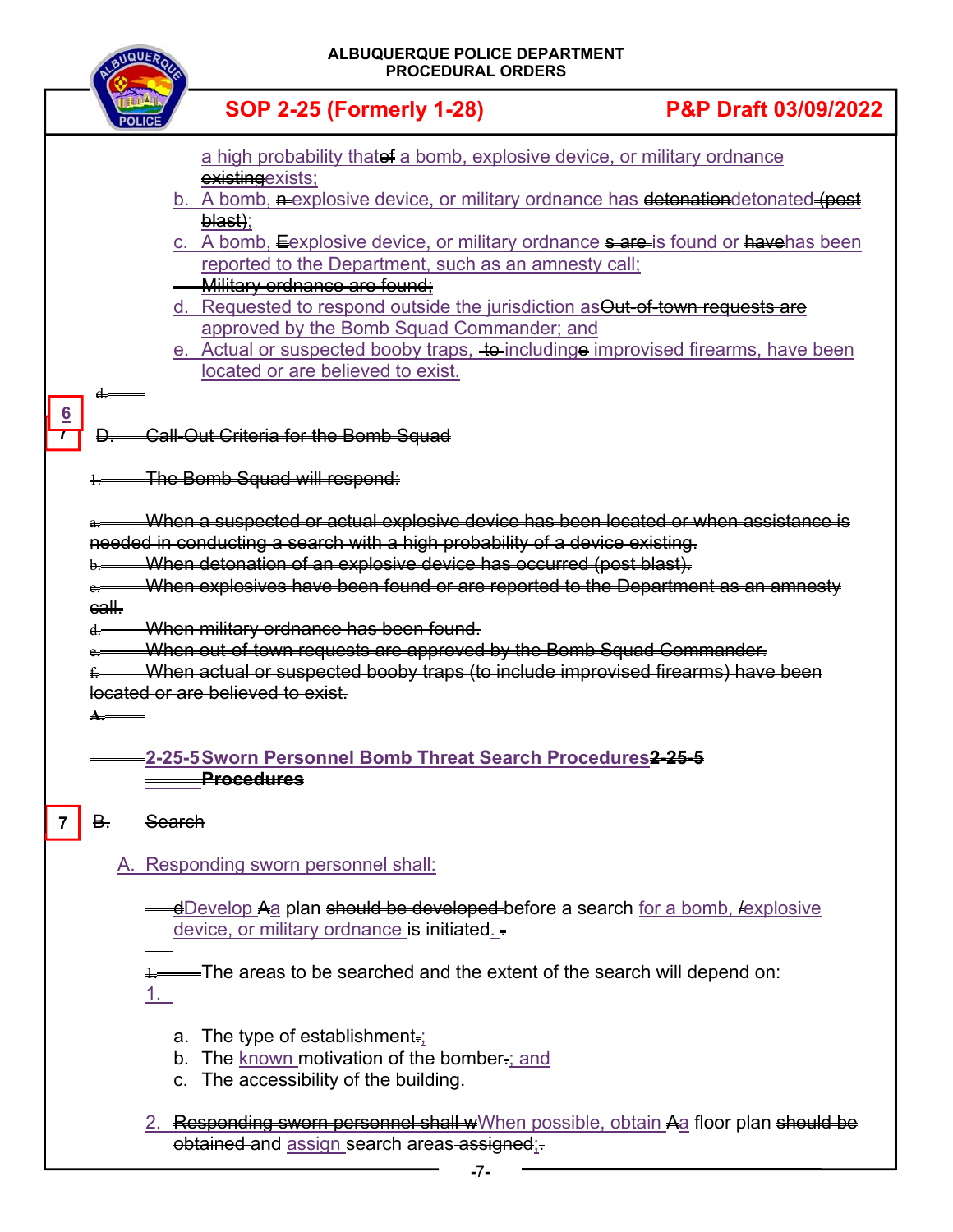a high probability thatof a bomb, explosive device, or military ordnance ~~existing~~exists;

b. A bomb, ~~n~~ explosive device, or military ordnance has ~~detonation~~detonated ~~(post blast)~~;

c. A bomb, ~~E~~explosive device, or military ordnance ~~s are~~ is found or ~~have~~has been reported to the Department, such as an amnesty call;

~~Military ordnance are found;~~

d. Requested to respond outside the jurisdiction as~~Out-of-town requests are~~ approved by the Bomb Squad Commander; and

e. Actual or suspected booby traps, ~~to~~ including~~e~~ improvised firearms, have been located or are believed to exist.

~~d.~~

6 ~~7~~ ~~D. Call-Out Criteria for the Bomb Squad~~

~~1. The Bomb Squad will respond:~~

~~a. When a suspected or actual explosive device has been located or when assistance is needed in conducting a search with a high probability of a device existing.~~

~~b. When detonation of an explosive device has occurred (post blast).~~

~~c. When explosives have been found or are reported to the Department as an amnesty call.~~

~~d. When military ordnance has been found.~~

~~e. When out of town requests are approved by the Bomb Squad Commander.~~

~~f. When actual or suspected booby traps (to include improvised firearms) have been located or are believed to exist.~~

~~A.~~

## 2-25-5 Sworn Personnel Bomb Threat Search Procedures ~~2-25-5 Procedures~~

7 ~~B. Search~~

A. Responding sworn personnel shall:

~~d~~Develop ~~A~~a plan ~~should be developed~~ before a search for a bomb, ~~/~~explosive device, or military ordnance is initiated.

~~1.~~ The areas to be searched and the extent of the search will depend on:

1.

a. The type of establishment~~.~~;

b. The known motivation of the bomber~~.~~; and

c. The accessibility of the building.

2. ~~Responding sworn personnel shall w~~When possible, obtain ~~A~~a floor plan ~~should be obtained~~ and assign search areas ~~assigned~~;~~.~~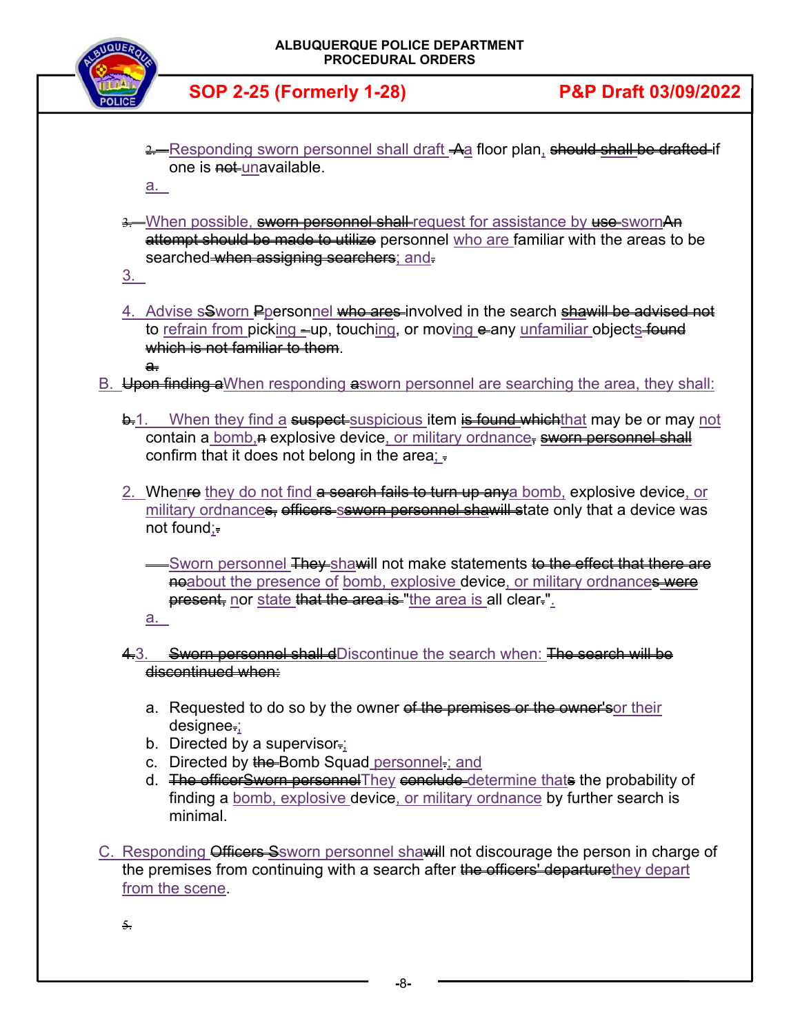2. Responding sworn personnel shall draft Aa floor plan, should shall be drafted if one is not unavailable.

   a.

3. When possible, sworn personnel shall request for assistance by use swornAn attempt should be made to utilize personnel who are familiar with the areas to be searched when assigning searchers; and.

3.

4. Advise sSworn Ppersonnel who ares involved in the search shawill be advised not to refrain from picking –up, touching, or moving e any unfamiliar objects found which is not familiar to them.

   a.

B. Upon finding aWhen responding asworn personnel are searching the area, they shall:

   b.1. When they find a suspect suspicious item is found whichthat may be or may not contain a bomb,n explosive device, or military ordnance, sworn personnel shall confirm that it does not belong in the area; .

   2. Whenre they do not find a search fails to turn up anya bomb, explosive device, or military ordnances, officers ssworn personnel shawill state only that a device was not found;.

      Sworn personnel They shawill not make statements to the effect that there are noabout the presence of bomb, explosive device, or military ordnances were present, nor state that the area is "the area is all clear.".

      a.

   4.3. Sworn personnel shall dDiscontinue the search when: The search will be discontinued when:

      a. Requested to do so by the owner of the premises or the owner'sor their designee.;
      b. Directed by a supervisor.;
      c. Directed by the Bomb Squad personnel.; and
      d. The officerSworn personnelThey conclude determine thats the probability of finding a bomb, explosive device, or military ordnance by further search is minimal.

C. Responding Officers Ssworn personnel shawill not discourage the person in charge of the premises from continuing with a search after the officers' departurethey depart from the scene.

5.